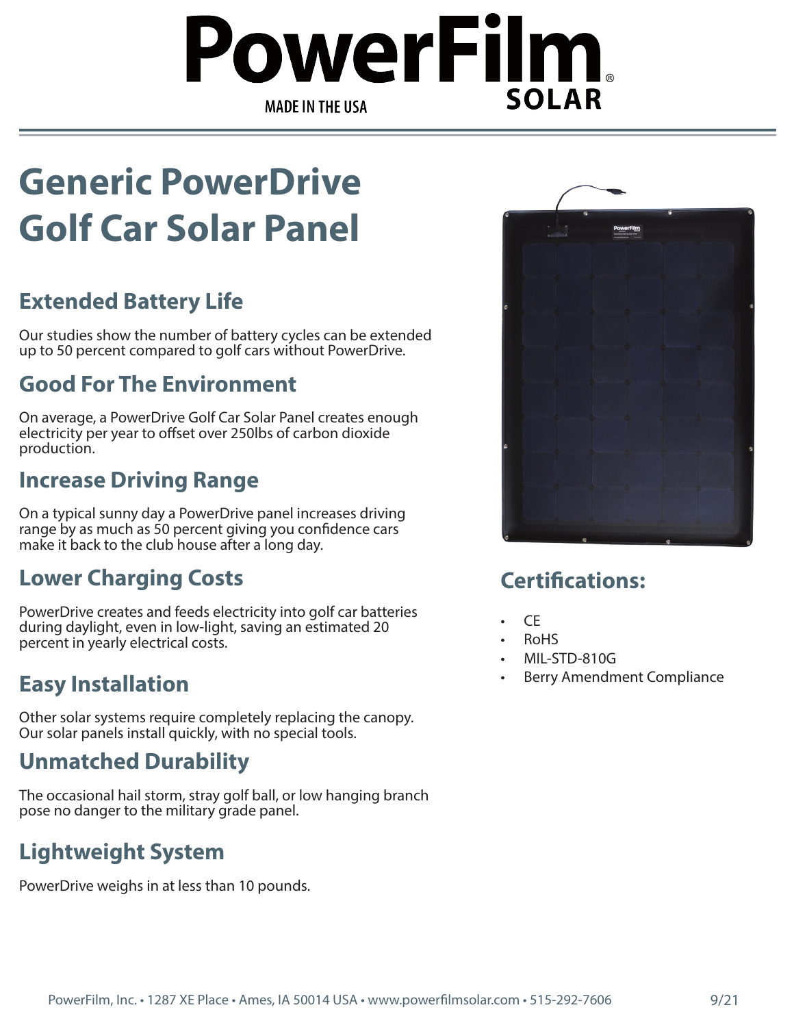PowerFilm® SOLAR

MADE IN THE USA

# Generic PowerDrive Golf Car Solar Panel

## Extended Battery Life

Our studies show the number of battery cycles can be extended up to 50 percent compared to golf cars without PowerDrive.

## Good For The Environment

On average, a PowerDrive Golf Car Solar Panel creates enough electricity per year to offset over 250lbs of carbon dioxide production.

## Increase Driving Range

On a typical sunny day a PowerDrive panel increases driving range by as much as 50 percent giving you confidence cars make it back to the club house after a long day.

## Lower Charging Costs

PowerDrive creates and feeds electricity into golf car batteries during daylight, even in low-light, saving an estimated 20 percent in yearly electrical costs.

## Easy Installation

Other solar systems require completely replacing the canopy. Our solar panels install quickly, with no special tools.

## Unmatched Durability

The occasional hail storm, stray golf ball, or low hanging branch pose no danger to the military grade panel.

## Lightweight System

PowerDrive weighs in at less than 10 pounds.

## Certifications:

- CE
- RoHS
- MIL-STD-810G
- Berry Amendment Compliance

PowerFilm, Inc. • 1287 XE Place • Ames, IA 50014 USA • www.powerfilmsolar.com • 515-292-7606

9/21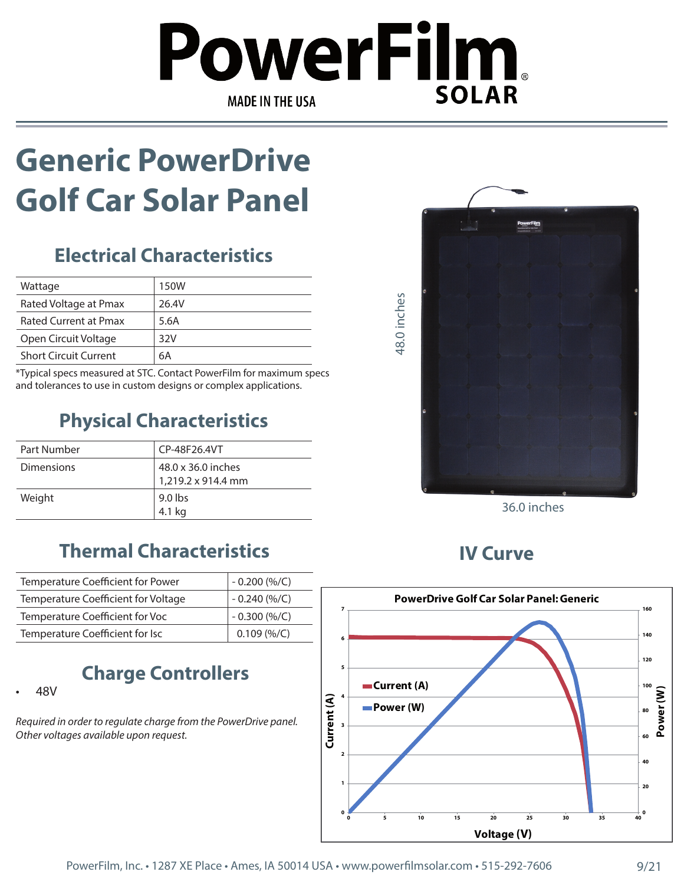PowerFilm® SOLAR

MADE IN THE USA

# Generic PowerDrive Golf Car Solar Panel

## Electrical Characteristics

| | |
|---|---|
| Wattage | 150W |
| Rated Voltage at Pmax | 26.4V |
| Rated Current at Pmax | 5.6A |
| Open Circuit Voltage | 32V |
| Short Circuit Current | 6A |

*Typical specs measured at STC. Contact PowerFilm for maximum specs and tolerances to use in custom designs or complex applications.

## Physical Characteristics

| | |
|---|---|
| Part Number | CP-48F26.4VT |
| Dimensions | 48.0 x 36.0 inches<br>1,219.2 x 914.4 mm |
| Weight | 9.0 lbs<br>4.1 kg |

48.0 inches

36.0 inches

## Thermal Characteristics

| | |
|---|---|
| Temperature Coefficient for Power | - 0.200 (%/C) |
| Temperature Coefficient for Voltage | - 0.240 (%/C) |
| Temperature Coefficient for Voc | - 0.300 (%/C) |
| Temperature Coefficient for Isc | 0.109 (%/C) |

## Charge Controllers

- 48V

*Required in order to regulate charge from the PowerDrive panel. Other voltages available upon request.*

## IV Curve

PowerDrive Golf Car Solar Panel: Generic

Current (A)

Power (W)

Current (A): 0, 1, 2, 3, 4, 5, 6, 7

Power (W): 0, 20, 40, 60, 80, 100, 120, 140, 160

Voltage (V): 0, 5, 10, 15, 20, 25, 30, 35, 40

PowerFilm, Inc. • 1287 XE Place • Ames, IA 50014 USA • www.powerfilmsolar.com • 515-292-7606

9/21